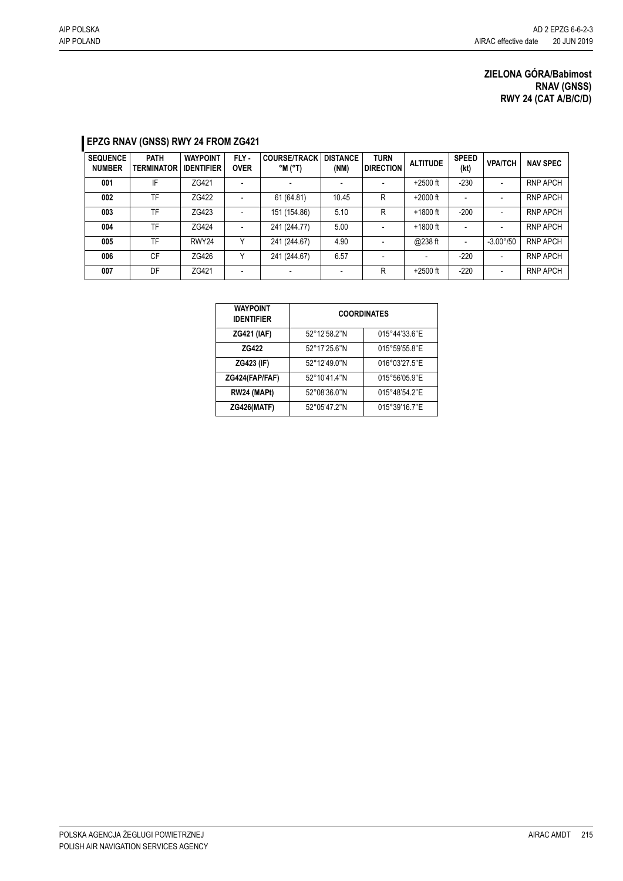**ZIELONA GÓRA/Babimost**
**RNAV (GNSS)**
**RWY 24 (CAT A/B/C/D)**

## EPZG RNAV (GNSS) RWY 24 FROM ZG421

| SEQUENCE NUMBER | PATH TERMINATOR | WAYPOINT IDENTIFIER | FLY - OVER | COURSE/TRACK °M (°T) | DISTANCE (NM) | TURN DIRECTION | ALTITUDE | SPEED (kt) | VPA/TCH | NAV SPEC |
|---|---|---|---|---|---|---|---|---|---|---|
| 001 | IF | ZG421 | - | - | - | - | +2500 ft | -230 | - | RNP APCH |
| 002 | TF | ZG422 | - | 61 (64.81) | 10.45 | R | +2000 ft | - | - | RNP APCH |
| 003 | TF | ZG423 | - | 151 (154.86) | 5.10 | R | +1800 ft | -200 | - | RNP APCH |
| 004 | TF | ZG424 | - | 241 (244.77) | 5.00 | - | +1800 ft | - | - | RNP APCH |
| 005 | TF | RWY24 | Y | 241 (244.67) | 4.90 | - | @238 ft | - | -3.00°/50 | RNP APCH |
| 006 | CF | ZG426 | Y | 241 (244.67) | 6.57 | - | - | -220 | - | RNP APCH |
| 007 | DF | ZG421 | - | - | - | R | +2500 ft | -220 | - | RNP APCH |

| WAYPOINT IDENTIFIER | COORDINATES | |
|---|---|---|
| **ZG421 (IAF)** | 52°12'58.2"N | 015°44'33.6"E |
| **ZG422** | 52°17'25.6"N | 015°59'55.8"E |
| **ZG423 (IF)** | 52°12'49.0"N | 016°03'27.5"E |
| **ZG424(FAP/FAF)** | 52°10'41.4"N | 015°56'05.9"E |
| **RW24 (MAPt)** | 52°08'36.0"N | 015°48'54.2"E |
| **ZG426(MATF)** | 52°05'47.2"N | 015°39'16.7"E |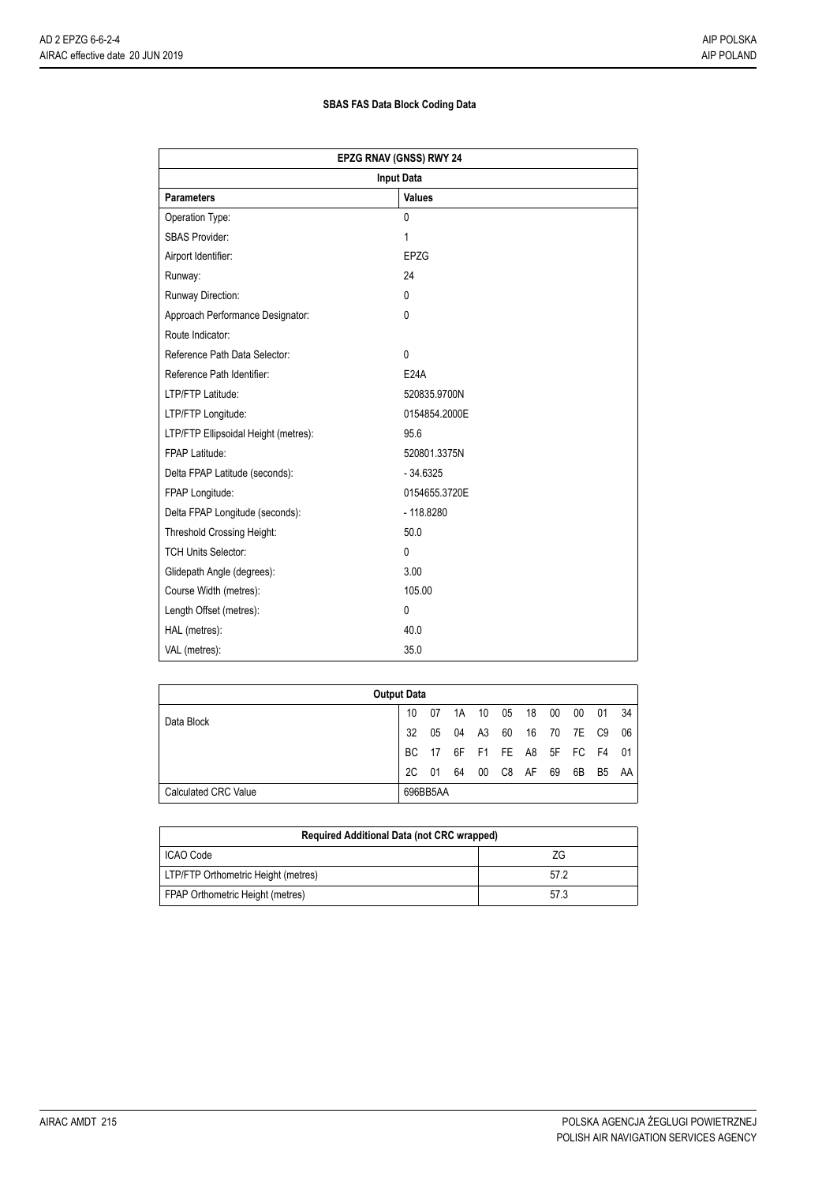### SBAS FAS Data Block Coding Data

| EPZG RNAV (GNSS) RWY 24 | |
|---|---|
| **Input Data** | |
| **Parameters** | **Values** |
| Operation Type: | 0 |
| SBAS Provider: | 1 |
| Airport Identifier: | EPZG |
| Runway: | 24 |
| Runway Direction: | 0 |
| Approach Performance Designator: | 0 |
| Route Indicator: | |
| Reference Path Data Selector: | 0 |
| Reference Path Identifier: | E24A |
| LTP/FTP Latitude: | 520835.9700N |
| LTP/FTP Longitude: | 0154854.2000E |
| LTP/FTP Ellipsoidal Height (metres): | 95.6 |
| FPAP Latitude: | 520801.3375N |
| Delta FPAP Latitude (seconds): | - 34.6325 |
| FPAP Longitude: | 0154655.3720E |
| Delta FPAP Longitude (seconds): | - 118.8280 |
| Threshold Crossing Height: | 50.0 |
| TCH Units Selector: | 0 |
| Glidepath Angle (degrees): | 3.00 |
| Course Width (metres): | 105.00 |
| Length Offset (metres): | 0 |
| HAL (metres): | 40.0 |
| VAL (metres): | 35.0 |

| Output Data | | | | | | | | | | |
|---|---|---|---|---|---|---|---|---|---|---|
| Data Block | 10 | 07 | 1A | 10 | 05 | 18 | 00 | 00 | 01 | 34 |
| | 32 | 05 | 04 | A3 | 60 | 16 | 70 | 7E | C9 | 06 |
| | BC | 17 | 6F | F1 | FE | A8 | 5F | FC | F4 | 01 |
| | 2C | 01 | 64 | 00 | C8 | AF | 69 | 6B | B5 | AA |
| Calculated CRC Value | 696BB5AA | | | | | | | | | |

| Required Additional Data (not CRC wrapped) | |
|---|---|
| ICAO Code | ZG |
| LTP/FTP Orthometric Height (metres) | 57.2 |
| FPAP Orthometric Height (metres) | 57.3 |